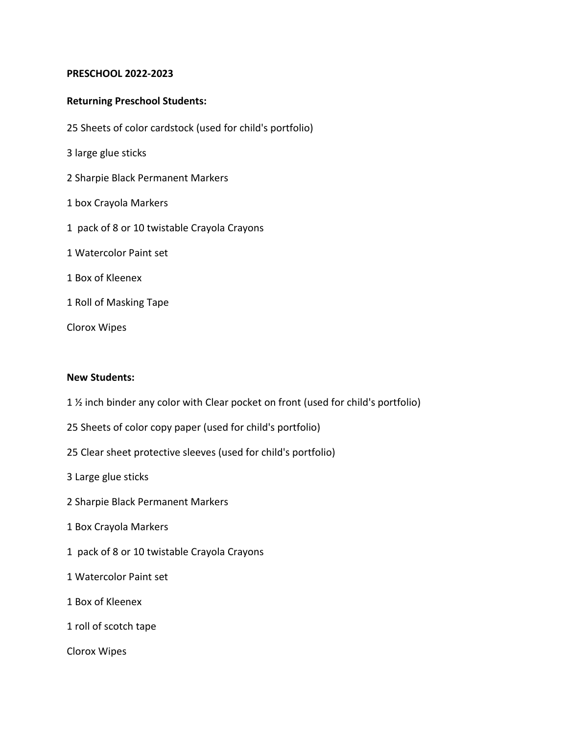**PRESCHOOL 2022-2023**

**Returning Preschool Students:**

25 Sheets of color cardstock (used for child's portfolio)

3 large glue sticks

2 Sharpie Black Permanent Markers

1 box Crayola Markers

1 pack of 8 or 10 twistable Crayola Crayons

1 Watercolor Paint set

1 Box of Kleenex

1 Roll of Masking Tape

Clorox Wipes

**New Students:**

1 ½ inch binder any color with Clear pocket on front (used for child's portfolio)

25 Sheets of color copy paper (used for child's portfolio)

25 Clear sheet protective sleeves (used for child's portfolio)

3 Large glue sticks

2 Sharpie Black Permanent Markers

1 Box Crayola Markers

1 pack of 8 or 10 twistable Crayola Crayons

1 Watercolor Paint set

1 Box of Kleenex

1 roll of scotch tape

Clorox Wipes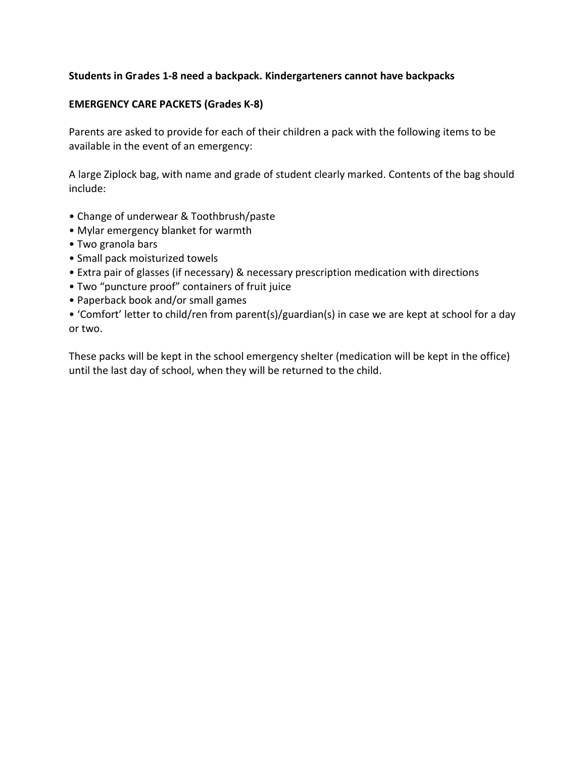**Students in Grades 1-8 need a backpack. Kindergarteners cannot have backpacks**

**EMERGENCY CARE PACKETS (Grades K-8)**

Parents are asked to provide for each of their children a pack with the following items to be available in the event of an emergency:

A large Ziplock bag, with name and grade of student clearly marked. Contents of the bag should include:

- Change of underwear & Toothbrush/paste
- Mylar emergency blanket for warmth
- Two granola bars
- Small pack moisturized towels
- Extra pair of glasses (if necessary) & necessary prescription medication with directions
- Two "puncture proof" containers of fruit juice
- Paperback book and/or small games
- 'Comfort' letter to child/ren from parent(s)/guardian(s) in case we are kept at school for a day or two.

These packs will be kept in the school emergency shelter (medication will be kept in the office) until the last day of school, when they will be returned to the child.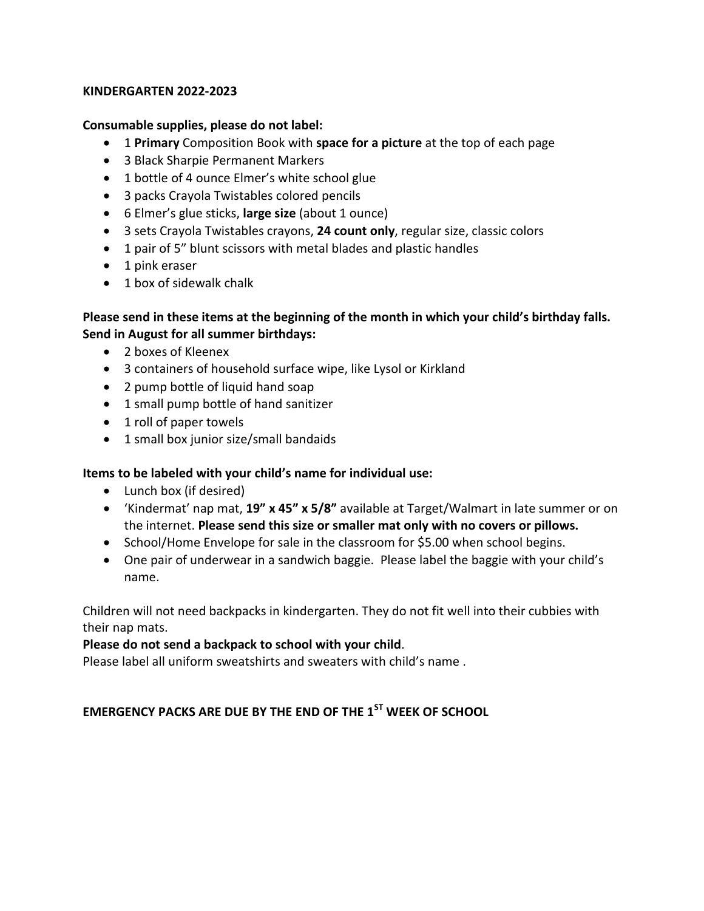**KINDERGARTEN 2022-2023**

**Consumable supplies, please do not label:**

- 1 **Primary** Composition Book with **space for a picture** at the top of each page
- 3 Black Sharpie Permanent Markers
- 1 bottle of 4 ounce Elmer's white school glue
- 3 packs Crayola Twistables colored pencils
- 6 Elmer's glue sticks, **large size** (about 1 ounce)
- 3 sets Crayola Twistables crayons, **24 count only**, regular size, classic colors
- 1 pair of 5" blunt scissors with metal blades and plastic handles
- 1 pink eraser
- 1 box of sidewalk chalk

**Please send in these items at the beginning of the month in which your child's birthday falls. Send in August for all summer birthdays:**

- 2 boxes of Kleenex
- 3 containers of household surface wipe, like Lysol or Kirkland
- 2 pump bottle of liquid hand soap
- 1 small pump bottle of hand sanitizer
- 1 roll of paper towels
- 1 small box junior size/small bandaids

**Items to be labeled with your child's name for individual use:**

- Lunch box (if desired)
- 'Kindermat' nap mat, **19" x 45" x 5/8"** available at Target/Walmart in late summer or on the internet. **Please send this size or smaller mat only with no covers or pillows.**
- School/Home Envelope for sale in the classroom for $5.00 when school begins.
- One pair of underwear in a sandwich baggie. Please label the baggie with your child's name.

Children will not need backpacks in kindergarten. They do not fit well into their cubbies with their nap mats.

**Please do not send a backpack to school with your child**.

Please label all uniform sweatshirts and sweaters with child's name .

**EMERGENCY PACKS ARE DUE BY THE END OF THE 1ST WEEK OF SCHOOL**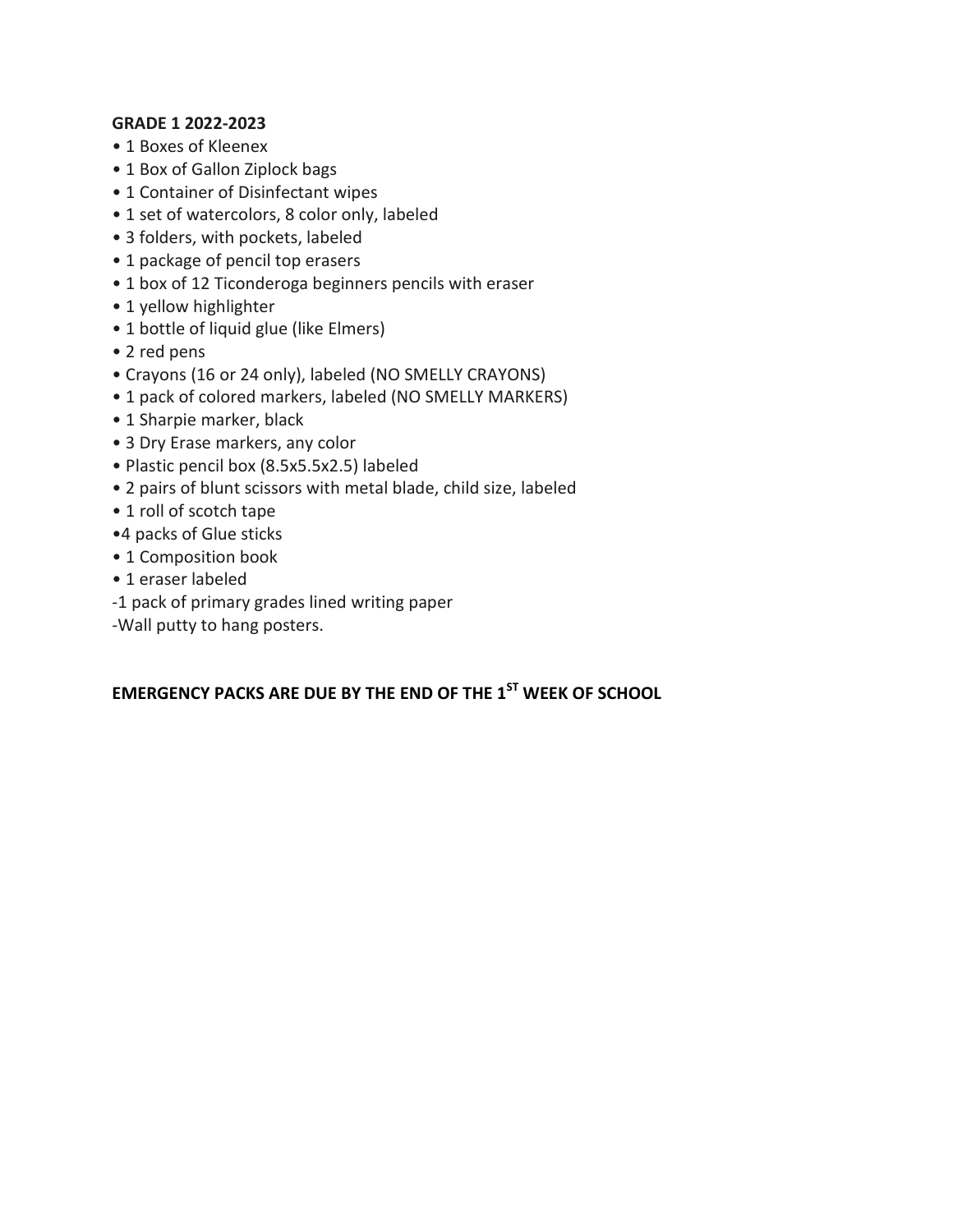**GRADE 1 2022-2023**

- 1 Boxes of Kleenex
- 1 Box of Gallon Ziplock bags
- 1 Container of Disinfectant wipes
- 1 set of watercolors, 8 color only, labeled
- 3 folders, with pockets, labeled
- 1 package of pencil top erasers
- 1 box of 12 Ticonderoga beginners pencils with eraser
- 1 yellow highlighter
- 1 bottle of liquid glue (like Elmers)
- 2 red pens
- Crayons (16 or 24 only), labeled (NO SMELLY CRAYONS)
- 1 pack of colored markers, labeled (NO SMELLY MARKERS)
- 1 Sharpie marker, black
- 3 Dry Erase markers, any color
- Plastic pencil box (8.5x5.5x2.5) labeled
- 2 pairs of blunt scissors with metal blade, child size, labeled
- 1 roll of scotch tape
- 4 packs of Glue sticks
- 1 Composition book
- 1 eraser labeled

-1 pack of primary grades lined writing paper

-Wall putty to hang posters.

**EMERGENCY PACKS ARE DUE BY THE END OF THE 1ST WEEK OF SCHOOL**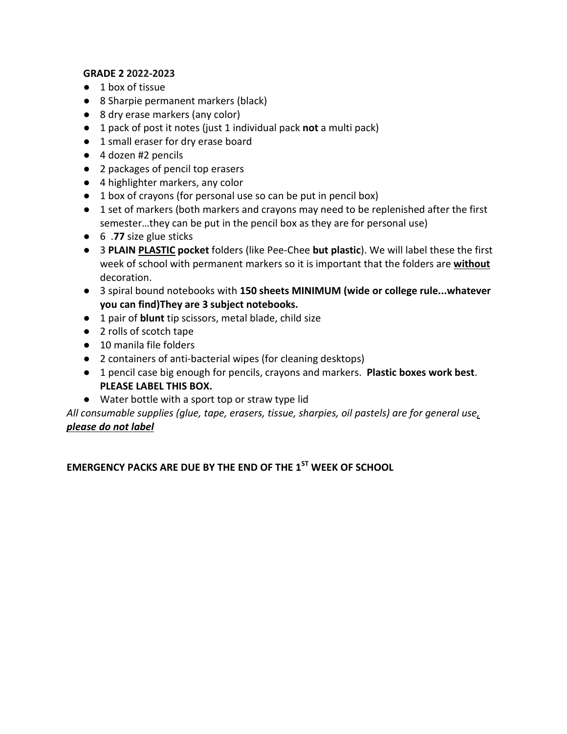**GRADE 2 2022-2023**

- 1 box of tissue
- 8 Sharpie permanent markers (black)
- 8 dry erase markers (any color)
- 1 pack of post it notes (just 1 individual pack **not** a multi pack)
- 1 small eraser for dry erase board
- 4 dozen #2 pencils
- 2 packages of pencil top erasers
- 4 highlighter markers, any color
- 1 box of crayons (for personal use so can be put in pencil box)
- 1 set of markers (both markers and crayons may need to be replenished after the first semester…they can be put in the pencil box as they are for personal use)
- 6 .**77** size glue sticks
- 3 **PLAIN <u>PLASTIC</u> pocket** folders (like Pee-Chee **but plastic**). We will label these the first week of school with permanent markers so it is important that the folders are **<u>without</u>** decoration.
- 3 spiral bound notebooks with **150 sheets MINIMUM (wide or college rule...whatever you can find)They are 3 subject notebooks.**
- 1 pair of **blunt** tip scissors, metal blade, child size
- 2 rolls of scotch tape
- 10 manila file folders
- 2 containers of anti-bacterial wipes (for cleaning desktops)
- 1 pencil case big enough for pencils, crayons and markers. **Plastic boxes work best**. **PLEASE LABEL THIS BOX.**
- Water bottle with a sport top or straw type lid

*All consumable supplies (glue, tape, erasers, tissue, sharpies, oil pastels) are for general use, **<u>please do not label</u>***

**EMERGENCY PACKS ARE DUE BY THE END OF THE 1ST WEEK OF SCHOOL**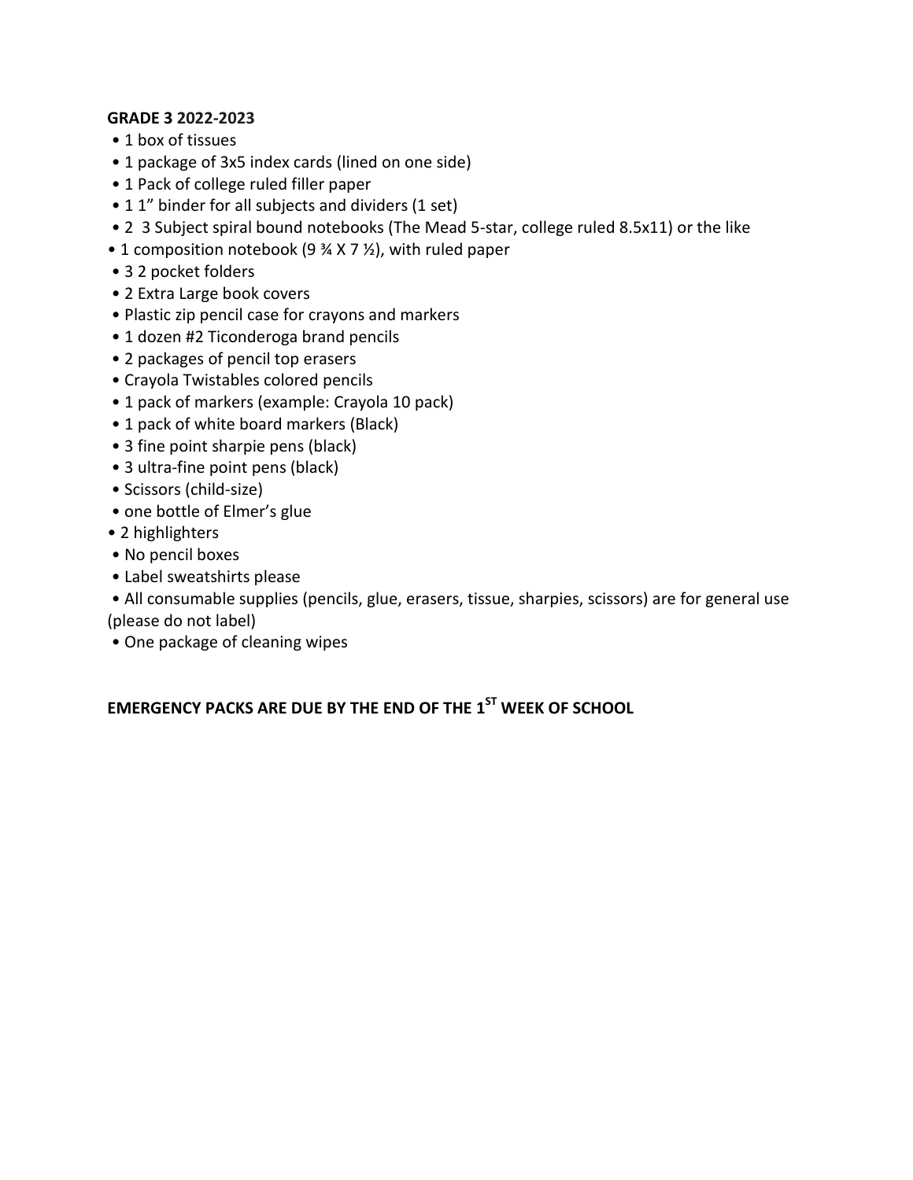**GRADE 3 2022-2023**

- 1 box of tissues
- 1 package of 3x5 index cards (lined on one side)
- 1 Pack of college ruled filler paper
- 1 1" binder for all subjects and dividers (1 set)
- 2 3 Subject spiral bound notebooks (The Mead 5-star, college ruled 8.5x11) or the like
- 1 composition notebook (9 ¾ X 7 ½), with ruled paper
- 3 2 pocket folders
- 2 Extra Large book covers
- Plastic zip pencil case for crayons and markers
- 1 dozen #2 Ticonderoga brand pencils
- 2 packages of pencil top erasers
- Crayola Twistables colored pencils
- 1 pack of markers (example: Crayola 10 pack)
- 1 pack of white board markers (Black)
- 3 fine point sharpie pens (black)
- 3 ultra-fine point pens (black)
- Scissors (child-size)
- one bottle of Elmer's glue
- 2 highlighters
- No pencil boxes
- Label sweatshirts please
- All consumable supplies (pencils, glue, erasers, tissue, sharpies, scissors) are for general use (please do not label)
- One package of cleaning wipes

**EMERGENCY PACKS ARE DUE BY THE END OF THE 1ST WEEK OF SCHOOL**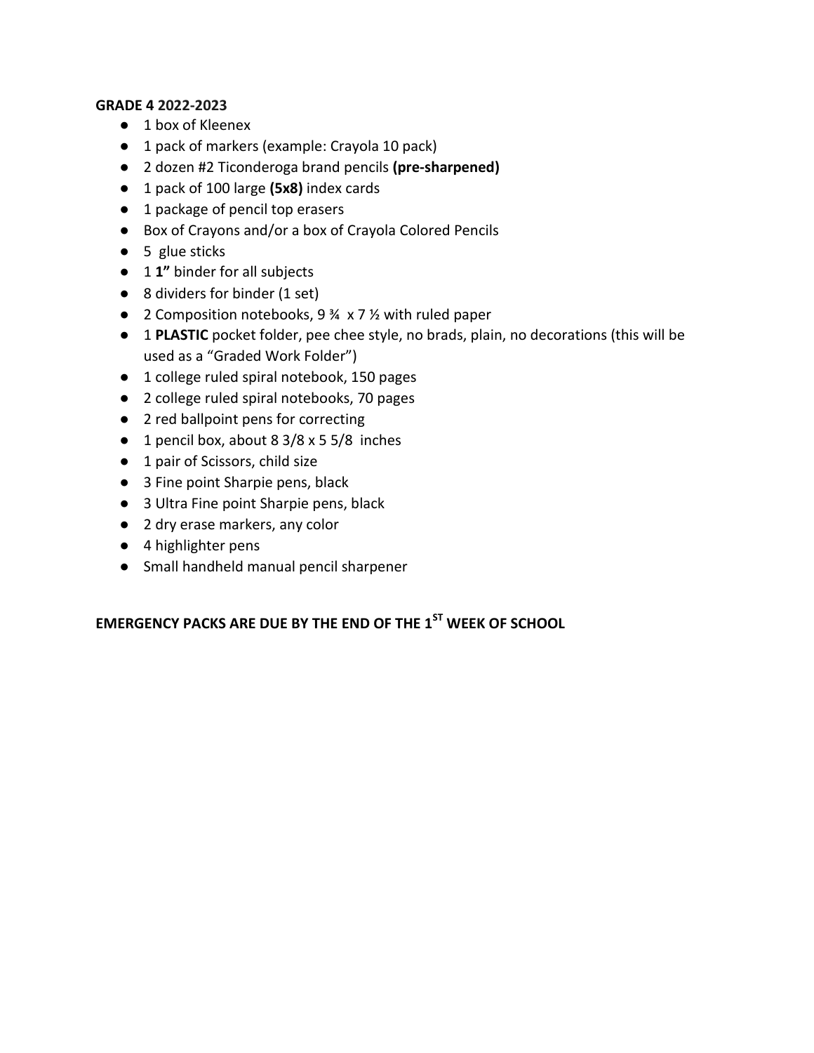**GRADE 4 2022-2023**

- 1 box of Kleenex
- 1 pack of markers (example: Crayola 10 pack)
- 2 dozen #2 Ticonderoga brand pencils **(pre-sharpened)**
- 1 pack of 100 large **(5x8)** index cards
- 1 package of pencil top erasers
- Box of Crayons and/or a box of Crayola Colored Pencils
- 5 glue sticks
- 1 **1"** binder for all subjects
- 8 dividers for binder (1 set)
- 2 Composition notebooks, 9 ¾ x 7 ½ with ruled paper
- 1 **PLASTIC** pocket folder, pee chee style, no brads, plain, no decorations (this will be used as a "Graded Work Folder")
- 1 college ruled spiral notebook, 150 pages
- 2 college ruled spiral notebooks, 70 pages
- 2 red ballpoint pens for correcting
- 1 pencil box, about 8 3/8 x 5 5/8 inches
- 1 pair of Scissors, child size
- 3 Fine point Sharpie pens, black
- 3 Ultra Fine point Sharpie pens, black
- 2 dry erase markers, any color
- 4 highlighter pens
- Small handheld manual pencil sharpener

**EMERGENCY PACKS ARE DUE BY THE END OF THE 1ST WEEK OF SCHOOL**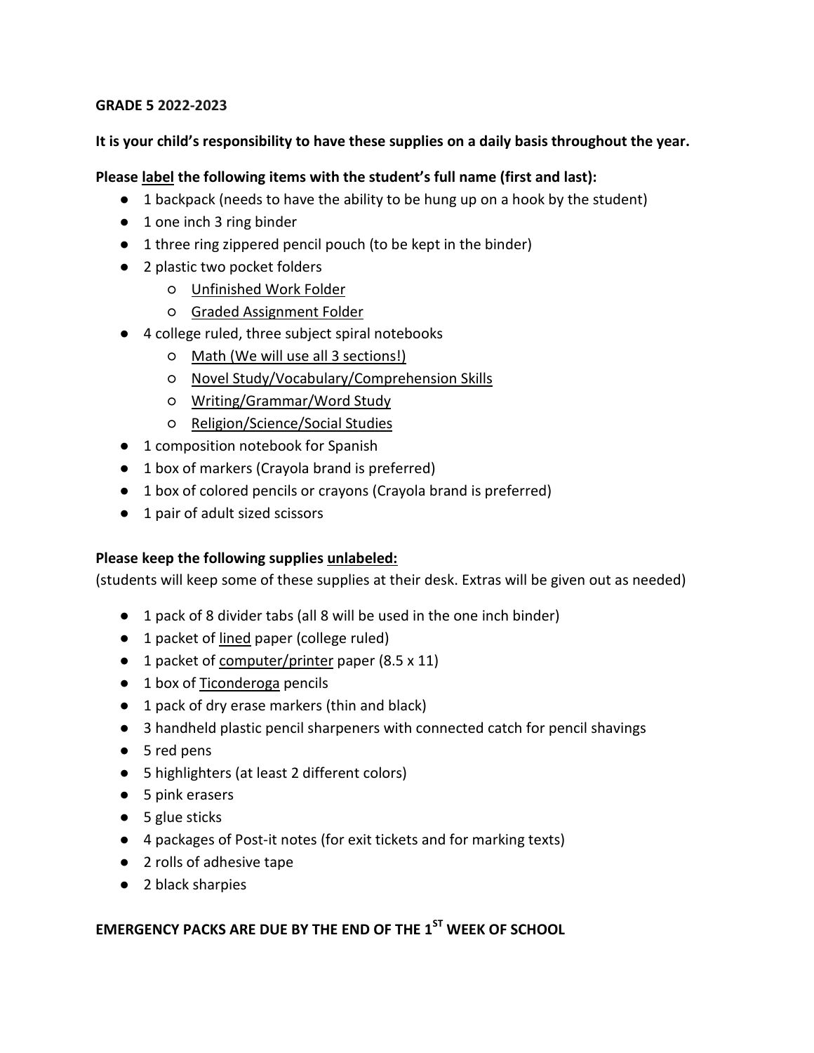**GRADE 5 2022-2023**

**It is your child's responsibility to have these supplies on a daily basis throughout the year.**

**Please label the following items with the student's full name (first and last):**

- 1 backpack (needs to have the ability to be hung up on a hook by the student)
- 1 one inch 3 ring binder
- 1 three ring zippered pencil pouch (to be kept in the binder)
- 2 plastic two pocket folders
    - Unfinished Work Folder
    - Graded Assignment Folder
- 4 college ruled, three subject spiral notebooks
    - Math (We will use all 3 sections!)
    - Novel Study/Vocabulary/Comprehension Skills
    - Writing/Grammar/Word Study
    - Religion/Science/Social Studies
- 1 composition notebook for Spanish
- 1 box of markers (Crayola brand is preferred)
- 1 box of colored pencils or crayons (Crayola brand is preferred)
- 1 pair of adult sized scissors

**Please keep the following supplies unlabeled:**

(students will keep some of these supplies at their desk. Extras will be given out as needed)

- 1 pack of 8 divider tabs (all 8 will be used in the one inch binder)
- 1 packet of lined paper (college ruled)
- 1 packet of computer/printer paper (8.5 x 11)
- 1 box of Ticonderoga pencils
- 1 pack of dry erase markers (thin and black)
- 3 handheld plastic pencil sharpeners with connected catch for pencil shavings
- 5 red pens
- 5 highlighters (at least 2 different colors)
- 5 pink erasers
- 5 glue sticks
- 4 packages of Post-it notes (for exit tickets and for marking texts)
- 2 rolls of adhesive tape
- 2 black sharpies

**EMERGENCY PACKS ARE DUE BY THE END OF THE 1ST WEEK OF SCHOOL**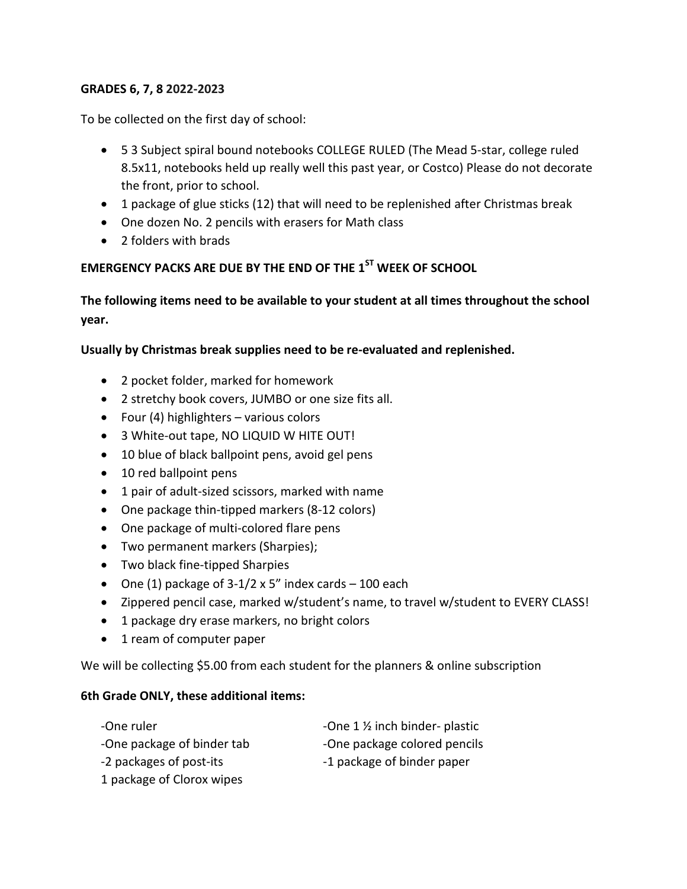**GRADES 6, 7, 8 2022-2023**

To be collected on the first day of school:

- 5 3 Subject spiral bound notebooks COLLEGE RULED (The Mead 5-star, college ruled 8.5x11, notebooks held up really well this past year, or Costco) Please do not decorate the front, prior to school.
- 1 package of glue sticks (12) that will need to be replenished after Christmas break
- One dozen No. 2 pencils with erasers for Math class
- 2 folders with brads

**EMERGENCY PACKS ARE DUE BY THE END OF THE 1ST WEEK OF SCHOOL**

**The following items need to be available to your student at all times throughout the school year.**

**Usually by Christmas break supplies need to be re-evaluated and replenished.**

- 2 pocket folder, marked for homework
- 2 stretchy book covers, JUMBO or one size fits all.
- Four (4) highlighters – various colors
- 3 White-out tape, NO LIQUID W HITE OUT!
- 10 blue of black ballpoint pens, avoid gel pens
- 10 red ballpoint pens
- 1 pair of adult-sized scissors, marked with name
- One package thin-tipped markers (8-12 colors)
- One package of multi-colored flare pens
- Two permanent markers (Sharpies);
- Two black fine-tipped Sharpies
- One (1) package of 3-1/2 x 5" index cards – 100 each
- Zippered pencil case, marked w/student's name, to travel w/student to EVERY CLASS!
- 1 package dry erase markers, no bright colors
- 1 ream of computer paper

We will be collecting $5.00 from each student for the planners & online subscription

**6th Grade ONLY, these additional items:**

-One ruler
-One package of binder tab
-2 packages of post-its
1 package of Clorox wipes
-One 1 ½ inch binder- plastic
-One package colored pencils
-1 package of binder paper